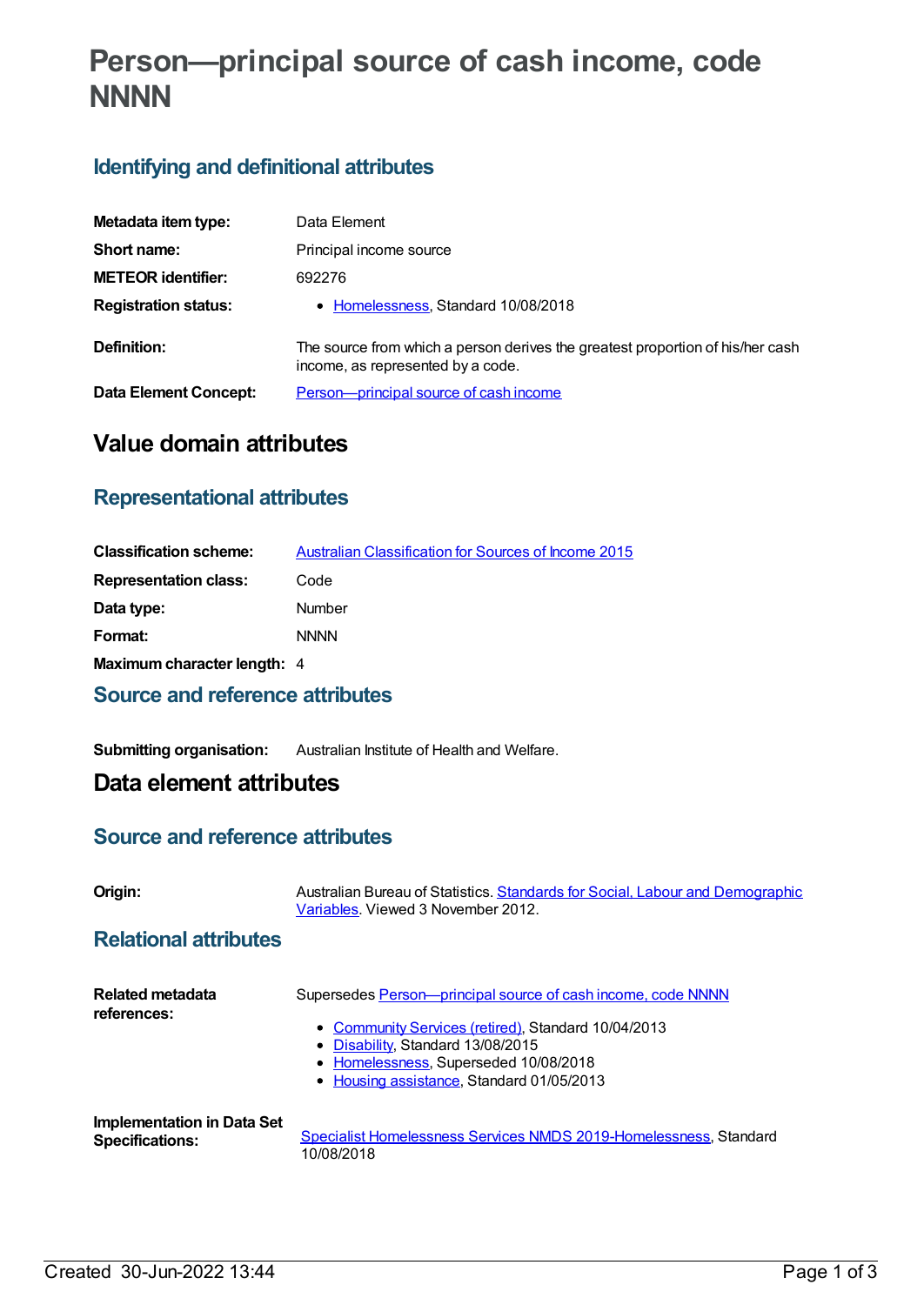# Person—principal source of cash income, code NNNN

## Identifying and definitional attributes

| | |
|---|---|
| **Metadata item type:** | Data Element |
| **Short name:** | Principal income source |
| **METEOR identifier:** | 692276 |
| **Registration status:** | • Homelessness, Standard 10/08/2018 |
| **Definition:** | The source from which a person derives the greatest proportion of his/her cash income, as represented by a code. |
| **Data Element Concept:** | Person—principal source of cash income |

# Value domain attributes

## Representational attributes

| | |
|---|---|
| **Classification scheme:** | Australian Classification for Sources of Income 2015 |
| **Representation class:** | Code |
| **Data type:** | Number |
| **Format:** | NNNN |
| **Maximum character length:** | 4 |

## Source and reference attributes

| | |
|---|---|
| **Submitting organisation:** | Australian Institute of Health and Welfare. |

# Data element attributes

## Source and reference attributes

| | |
|---|---|
| **Origin:** | Australian Bureau of Statistics. Standards for Social, Labour and Demographic Variables. Viewed 3 November 2012. |

## Relational attributes

**Related metadata references:**

Supersedes Person—principal source of cash income, code NNNN

- Community Services (retired), Standard 10/04/2013
- Disability, Standard 13/08/2015
- Homelessness, Superseded 10/08/2018
- Housing assistance, Standard 01/05/2013

**Implementation in Data Set Specifications:**

Specialist Homelessness Services NMDS 2019-Homelessness, Standard 10/08/2018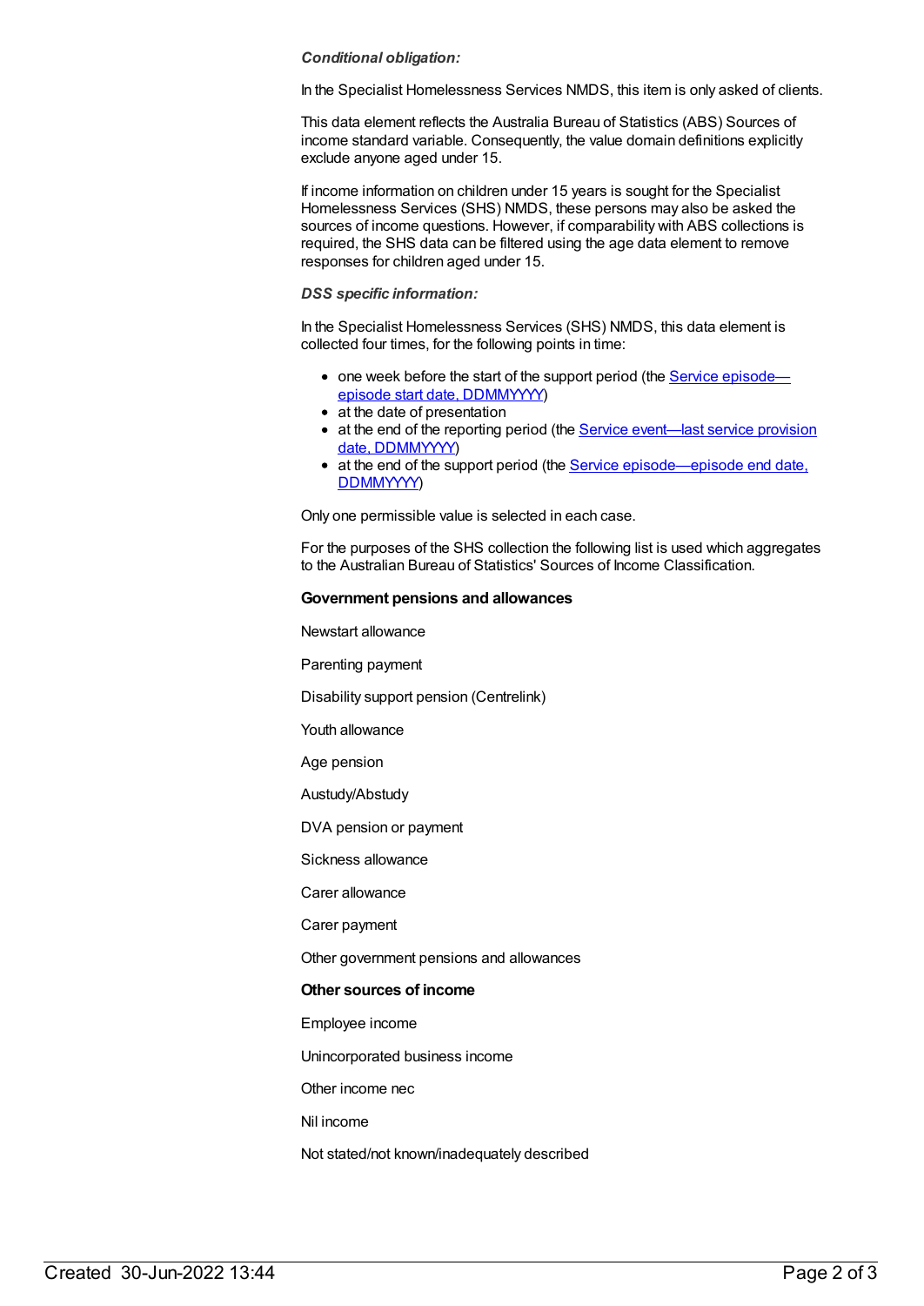*Conditional obligation:*

In the Specialist Homelessness Services NMDS, this item is only asked of clients.

This data element reflects the Australia Bureau of Statistics (ABS) Sources of income standard variable. Consequently, the value domain definitions explicitly exclude anyone aged under 15.

If income information on children under 15 years is sought for the Specialist Homelessness Services (SHS) NMDS, these persons may also be asked the sources of income questions. However, if comparability with ABS collections is required, the SHS data can be filtered using the age data element to remove responses for children aged under 15.

*DSS specific information:*

In the Specialist Homelessness Services (SHS) NMDS, this data element is collected four times, for the following points in time:

- one week before the start of the support period (the Service episode—episode start date, DDMMYYYY)
- at the date of presentation
- at the end of the reporting period (the Service event—last service provision date, DDMMYYYY)
- at the end of the support period (the Service episode—episode end date, DDMMYYYY)

Only one permissible value is selected in each case.

For the purposes of the SHS collection the following list is used which aggregates to the Australian Bureau of Statistics' Sources of Income Classification.

**Government pensions and allowances**

Newstart allowance

Parenting payment

Disability support pension (Centrelink)

Youth allowance

Age pension

Austudy/Abstudy

DVA pension or payment

Sickness allowance

Carer allowance

Carer payment

Other government pensions and allowances

**Other sources of income**

Employee income

Unincorporated business income

Other income nec

Nil income

Not stated/not known/inadequately described